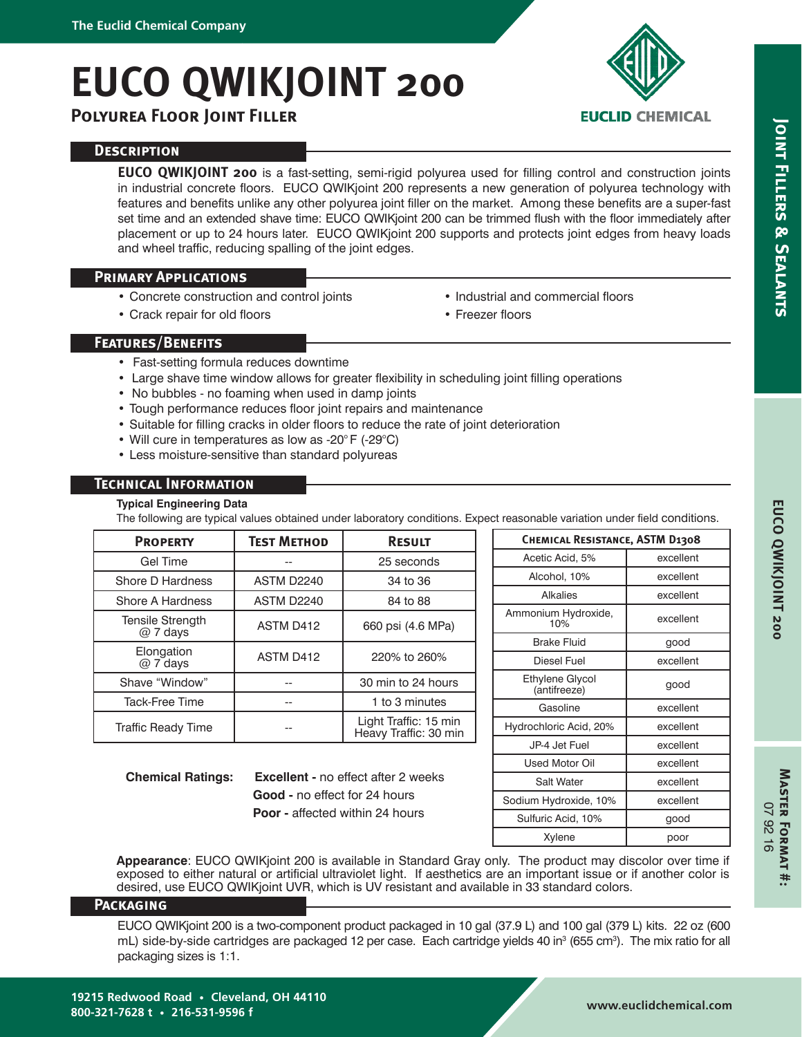The Euclid Chemical Company

# EUCO QWIKJOINT 200

## Polyurea Floor Joint Filler

### Description

**EUCO QWIKJOINT 200** is a fast-setting, semi-rigid polyurea used for filling control and construction joints in industrial concrete floors. EUCO QWIKjoint 200 represents a new generation of polyurea technology with features and benefits unlike any other polyurea joint filler on the market. Among these benefits are a super-fast set time and an extended shave time: EUCO QWIKjoint 200 can be trimmed flush with the floor immediately after placement or up to 24 hours later. EUCO QWIKjoint 200 supports and protects joint edges from heavy loads and wheel traffic, reducing spalling of the joint edges.

### Primary Applications

- Concrete construction and control joints
- Crack repair for old floors
- Industrial and commercial floors
- Freezer floors

### Features/Benefits

- Fast-setting formula reduces downtime
- Large shave time window allows for greater flexibility in scheduling joint filling operations
- No bubbles - no foaming when used in damp joints
- Tough performance reduces floor joint repairs and maintenance
- Suitable for filling cracks in older floors to reduce the rate of joint deterioration
- Will cure in temperatures as low as -20°F (-29°C)
- Less moisture-sensitive than standard polyureas

### Technical Information

**Typical Engineering Data**

The following are typical values obtained under laboratory conditions. Expect reasonable variation under field conditions.

| Property | Test Method | Result |
|---|---|---|
| Gel Time | -- | 25 seconds |
| Shore D Hardness | ASTM D2240 | 34 to 36 |
| Shore A Hardness | ASTM D2240 | 84 to 88 |
| Tensile Strength @ 7 days | ASTM D412 | 660 psi (4.6 MPa) |
| Elongation @ 7 days | ASTM D412 | 220% to 260% |
| Shave "Window" | -- | 30 min to 24 hours |
| Tack-Free Time | -- | 1 to 3 minutes |
| Traffic Ready Time | -- | Light Traffic: 15 min<br>Heavy Traffic: 30 min |

| Chemical Resistance, ASTM D1308 | |
|---|---|
| Acetic Acid, 5% | excellent |
| Alcohol, 10% | excellent |
| Alkalies | excellent |
| Ammonium Hydroxide, 10% | excellent |
| Brake Fluid | good |
| Diesel Fuel | excellent |
| Ethylene Glycol (antifreeze) | good |
| Gasoline | excellent |
| Hydrochloric Acid, 20% | excellent |
| JP-4 Jet Fuel | excellent |
| Used Motor Oil | excellent |
| Salt Water | excellent |
| Sodium Hydroxide, 10% | excellent |
| Sulfuric Acid, 10% | good |
| Xylene | poor |

**Chemical Ratings:**
**Excellent -** no effect after 2 weeks
**Good -** no effect for 24 hours
**Poor -** affected within 24 hours

**Appearance**: EUCO QWIKjoint 200 is available in Standard Gray only. The product may discolor over time if exposed to either natural or artificial ultraviolet light. If aesthetics are an important issue or if another color is desired, use EUCO QWIKjoint UVR, which is UV resistant and available in 33 standard colors.

### Packaging

EUCO QWIKjoint 200 is a two-component product packaged in 10 gal (37.9 L) and 100 gal (379 L) kits. 22 oz (600 mL) side-by-side cartridges are packaged 12 per case. Each cartridge yields 40 in³ (655 cm³). The mix ratio for all packaging sizes is 1:1.

Joint Fillers & Sealants

EUCO QWIKJOINT 200

Master Format #: 07 92 16

19215 Redwood Road • Cleveland, OH 44110
800-321-7628 t • 216-531-9596 f

www.euclidchemical.com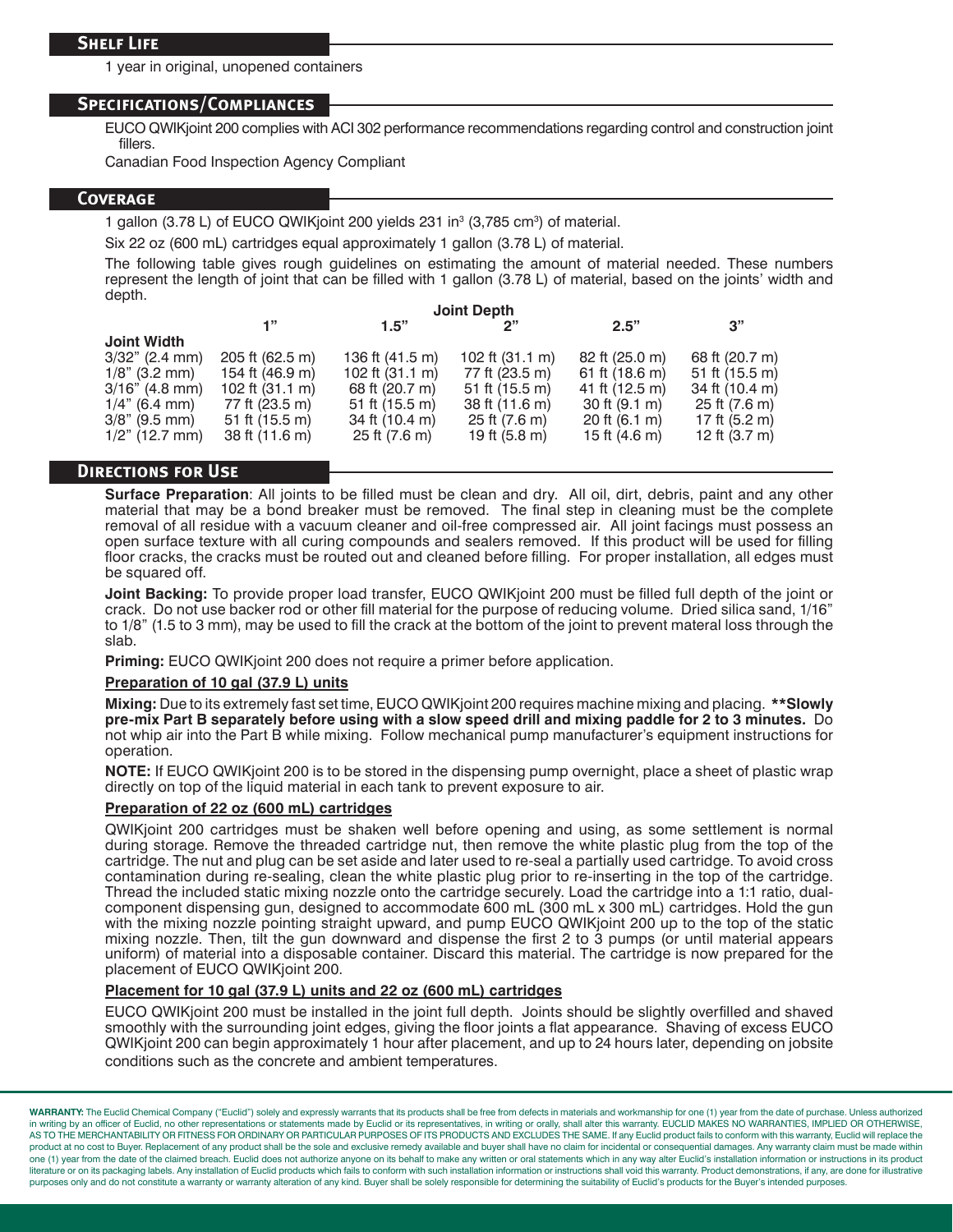## Shelf Life

1 year in original, unopened containers

## Specifications/Compliances

EUCO QWIKjoint 200 complies with ACI 302 performance recommendations regarding control and construction joint fillers.

Canadian Food Inspection Agency Compliant

## Coverage

1 gallon (3.78 L) of EUCO QWIKjoint 200 yields 231 in³ (3,785 cm³) of material.

Six 22 oz (600 mL) cartridges equal approximately 1 gallon (3.78 L) of material.

The following table gives rough guidelines on estimating the amount of material needed. These numbers represent the length of joint that can be filled with 1 gallon (3.78 L) of material, based on the joints' width and depth.

| | Joint Depth | | | | |
|---|---|---|---|---|---|
| **Joint Width** | **1"** | **1.5"** | **2"** | **2.5"** | **3"** |
| 3/32" (2.4 mm) | 205 ft (62.5 m) | 136 ft (41.5 m) | 102 ft (31.1 m) | 82 ft (25.0 m) | 68 ft (20.7 m) |
| 1/8" (3.2 mm) | 154 ft (46.9 m) | 102 ft (31.1 m) | 77 ft (23.5 m) | 61 ft (18.6 m) | 51 ft (15.5 m) |
| 3/16" (4.8 mm) | 102 ft (31.1 m) | 68 ft (20.7 m) | 51 ft (15.5 m) | 41 ft (12.5 m) | 34 ft (10.4 m) |
| 1/4" (6.4 mm) | 77 ft (23.5 m) | 51 ft (15.5 m) | 38 ft (11.6 m) | 30 ft (9.1 m) | 25 ft (7.6 m) |
| 3/8" (9.5 mm) | 51 ft (15.5 m) | 34 ft (10.4 m) | 25 ft (7.6 m) | 20 ft (6.1 m) | 17 ft (5.2 m) |
| 1/2" (12.7 mm) | 38 ft (11.6 m) | 25 ft (7.6 m) | 19 ft (5.8 m) | 15 ft (4.6 m) | 12 ft (3.7 m) |

## Directions for Use

**Surface Preparation**: All joints to be filled must be clean and dry. All oil, dirt, debris, paint and any other material that may be a bond breaker must be removed. The final step in cleaning must be the complete removal of all residue with a vacuum cleaner and oil-free compressed air. All joint facings must possess an open surface texture with all curing compounds and sealers removed. If this product will be used for filling floor cracks, the cracks must be routed out and cleaned before filling. For proper installation, all edges must be squared off.

**Joint Backing:** To provide proper load transfer, EUCO QWIKjoint 200 must be filled full depth of the joint or crack. Do not use backer rod or other fill material for the purpose of reducing volume. Dried silica sand, 1/16" to 1/8" (1.5 to 3 mm), may be used to fill the crack at the bottom of the joint to prevent materal loss through the slab.

**Priming:** EUCO QWIKjoint 200 does not require a primer before application.

**Preparation of 10 gal (37.9 L) units**

**Mixing:** Due to its extremely fast set time, EUCO QWIKjoint 200 requires machine mixing and placing. **\*\*Slowly pre-mix Part B separately before using with a slow speed drill and mixing paddle for 2 to 3 minutes.** Do not whip air into the Part B while mixing. Follow mechanical pump manufacturer's equipment instructions for operation.

**NOTE:** If EUCO QWIKjoint 200 is to be stored in the dispensing pump overnight, place a sheet of plastic wrap directly on top of the liquid material in each tank to prevent exposure to air.

**Preparation of 22 oz (600 mL) cartridges**

QWIKjoint 200 cartridges must be shaken well before opening and using, as some settlement is normal during storage. Remove the threaded cartridge nut, then remove the white plastic plug from the top of the cartridge. The nut and plug can be set aside and later used to re-seal a partially used cartridge. To avoid cross contamination during re-sealing, clean the white plastic plug prior to re-inserting in the top of the cartridge. Thread the included static mixing nozzle onto the cartridge securely. Load the cartridge into a 1:1 ratio, dual-component dispensing gun, designed to accommodate 600 mL (300 mL x 300 mL) cartridges. Hold the gun with the mixing nozzle pointing straight upward, and pump EUCO QWIKjoint 200 up to the top of the static mixing nozzle. Then, tilt the gun downward and dispense the first 2 to 3 pumps (or until material appears uniform) of material into a disposable container. Discard this material. The cartridge is now prepared for the placement of EUCO QWIKjoint 200.

**Placement for 10 gal (37.9 L) units and 22 oz (600 mL) cartridges**

EUCO QWIKjoint 200 must be installed in the joint full depth. Joints should be slightly overfilled and shaved smoothly with the surrounding joint edges, giving the floor joints a flat appearance. Shaving of excess EUCO QWIKjoint 200 can begin approximately 1 hour after placement, and up to 24 hours later, depending on jobsite conditions such as the concrete and ambient temperatures.

**WARRANTY:** The Euclid Chemical Company ("Euclid") solely and expressly warrants that its products shall be free from defects in materials and workmanship for one (1) year from the date of purchase. Unless authorized in writing by an officer of Euclid, no other representations or statements made by Euclid or its representatives, in writing or orally, shall alter this warranty. EUCLID MAKES NO WARRANTIES, IMPLIED OR OTHERWISE, AS TO THE MERCHANTABILITY OR FITNESS FOR ORDINARY OR PARTICULAR PURPOSES OF ITS PRODUCTS AND EXCLUDES THE SAME. If any Euclid product fails to conform with this warranty, Euclid will replace the product at no cost to Buyer. Replacement of any product shall be the sole and exclusive remedy available and buyer shall have no claim for incidental or consequential damages. Any warranty claim must be made within one (1) year from the date of the claimed breach. Euclid does not authorize anyone on its behalf to make any written or oral statements which in any way alter Euclid's installation information or instructions in its product literature or on its packaging labels. Any installation of Euclid products which fails to conform with such installation information or instructions shall void this warranty. Product demonstrations, if any, are done for illustrative purposes only and do not constitute a warranty or warranty alteration of any kind. Buyer shall be solely responsible for determining the suitability of Euclid's products for the Buyer's intended purposes.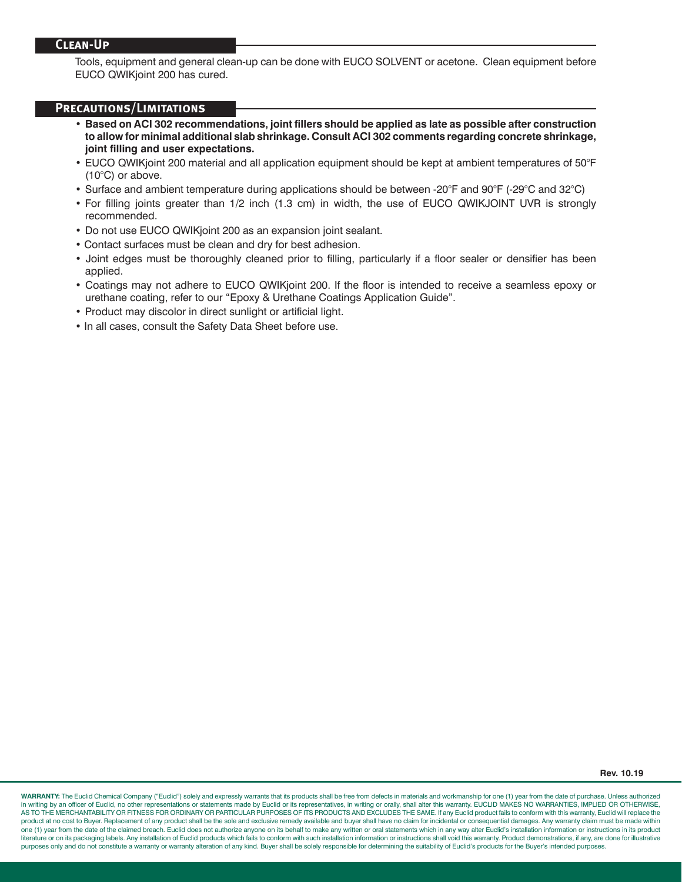## Clean-Up

Tools, equipment and general clean-up can be done with EUCO SOLVENT or acetone. Clean equipment before EUCO QWIKjoint 200 has cured.

## Precautions/Limitations

- **Based on ACI 302 recommendations, joint fillers should be applied as late as possible after construction to allow for minimal additional slab shrinkage. Consult ACI 302 comments regarding concrete shrinkage, joint filling and user expectations.**
- EUCO QWIKjoint 200 material and all application equipment should be kept at ambient temperatures of 50°F (10°C) or above.
- Surface and ambient temperature during applications should be between -20°F and 90°F (-29°C and 32°C)
- For filling joints greater than 1/2 inch (1.3 cm) in width, the use of EUCO QWIKJOINT UVR is strongly recommended.
- Do not use EUCO QWIKjoint 200 as an expansion joint sealant.
- Contact surfaces must be clean and dry for best adhesion.
- Joint edges must be thoroughly cleaned prior to filling, particularly if a floor sealer or densifier has been applied.
- Coatings may not adhere to EUCO QWIKjoint 200. If the floor is intended to receive a seamless epoxy or urethane coating, refer to our "Epoxy & Urethane Coatings Application Guide".
- Product may discolor in direct sunlight or artificial light.
- In all cases, consult the Safety Data Sheet before use.

**Rev. 10.19**

**WARRANTY:** The Euclid Chemical Company ("Euclid") solely and expressly warrants that its products shall be free from defects in materials and workmanship for one (1) year from the date of purchase. Unless authorized in writing by an officer of Euclid, no other representations or statements made by Euclid or its representatives, in writing or orally, shall alter this warranty. EUCLID MAKES NO WARRANTIES, IMPLIED OR OTHERWISE, AS TO THE MERCHANTABILITY OR FITNESS FOR ORDINARY OR PARTICULAR PURPOSES OF ITS PRODUCTS AND EXCLUDES THE SAME. If any Euclid product fails to conform with this warranty, Euclid will replace the product at no cost to Buyer. Replacement of any product shall be the sole and exclusive remedy available and buyer shall have no claim for incidental or consequential damages. Any warranty claim must be made within one (1) year from the date of the claimed breach. Euclid does not authorize anyone on its behalf to make any written or oral statements which in any way alter Euclid's installation information or instructions in its product literature or on its packaging labels. Any installation of Euclid products which fails to conform with such installation information or instructions shall void this warranty. Product demonstrations, if any, are done for illustrative purposes only and do not constitute a warranty or warranty alteration of any kind. Buyer shall be solely responsible for determining the suitability of Euclid's products for the Buyer's intended purposes.